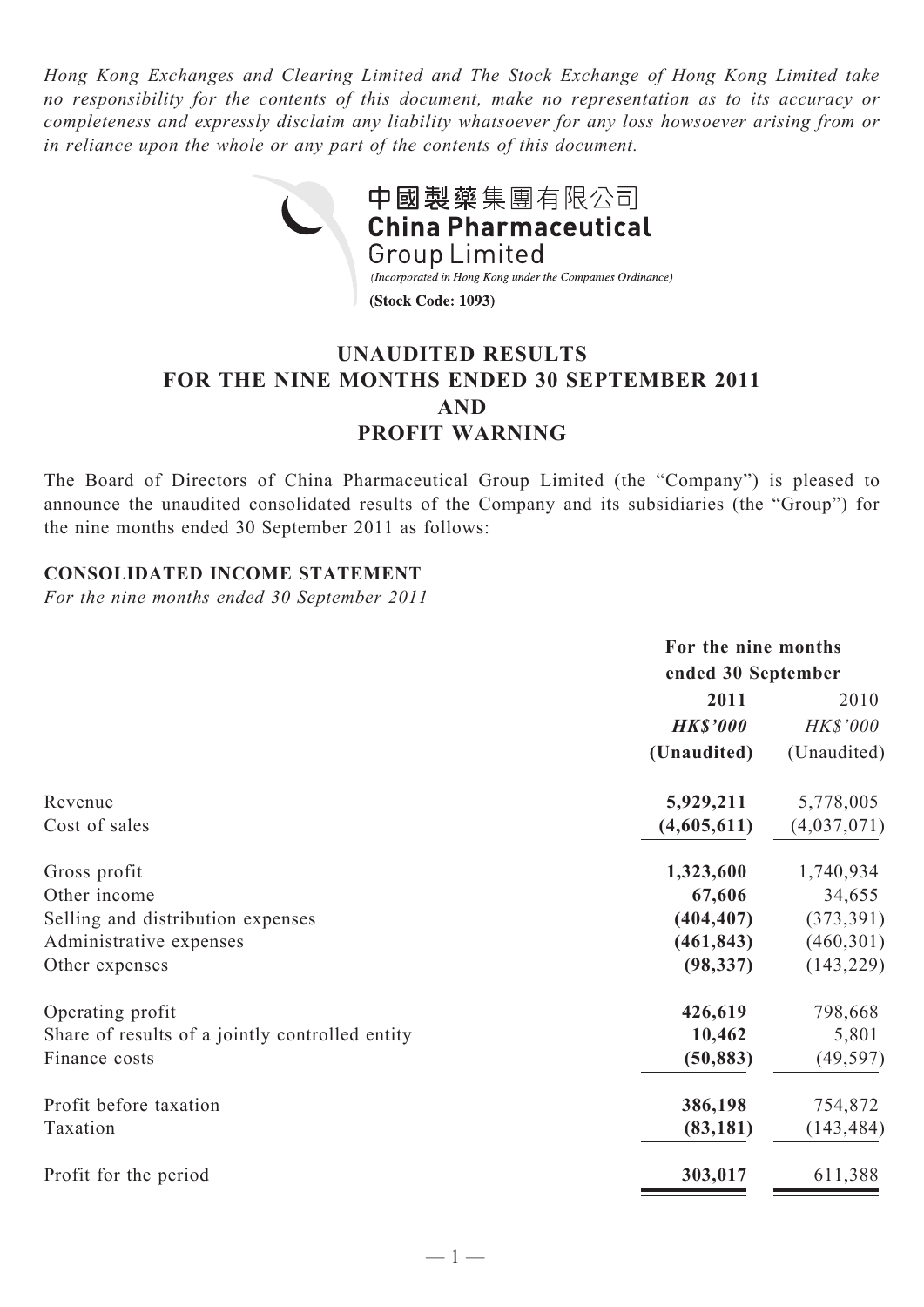*Hong Kong Exchanges and Clearing Limited and The Stock Exchange of Hong Kong Limited take no responsibility for the contents of this document, make no representation as to its accuracy or completeness and expressly disclaim any liability whatsoever for any loss howsoever arising from or in reliance upon the whole or any part of the contents of this document.*

中國製藥集團有限公司
**China Pharmaceutical Group Limited**

*(Incorporated in Hong Kong under the Companies Ordinance)*

**(Stock Code: 1093)**

# UNAUDITED RESULTS FOR THE NINE MONTHS ENDED 30 SEPTEMBER 2011 AND PROFIT WARNING

The Board of Directors of China Pharmaceutical Group Limited (the "Company") is pleased to announce the unaudited consolidated results of the Company and its subsidiaries (the "Group") for the nine months ended 30 September 2011 as follows:

## CONSOLIDATED INCOME STATEMENT

*For the nine months ended 30 September 2011*

| | **For the nine months ended 30 September** | |
|---|---|---|
| | **2011** | 2010 |
| | ***HK$'000*** | *HK$'000* |
| | **(Unaudited)** | (Unaudited) |
| Revenue | **5,929,211** | 5,778,005 |
| Cost of sales | **(4,605,611)** | (4,037,071) |
| Gross profit | **1,323,600** | 1,740,934 |
| Other income | **67,606** | 34,655 |
| Selling and distribution expenses | **(404,407)** | (373,391) |
| Administrative expenses | **(461,843)** | (460,301) |
| Other expenses | **(98,337)** | (143,229) |
| Operating profit | **426,619** | 798,668 |
| Share of results of a jointly controlled entity | **10,462** | 5,801 |
| Finance costs | **(50,883)** | (49,597) |
| Profit before taxation | **386,198** | 754,872 |
| Taxation | **(83,181)** | (143,484) |
| Profit for the period | **303,017** | 611,388 |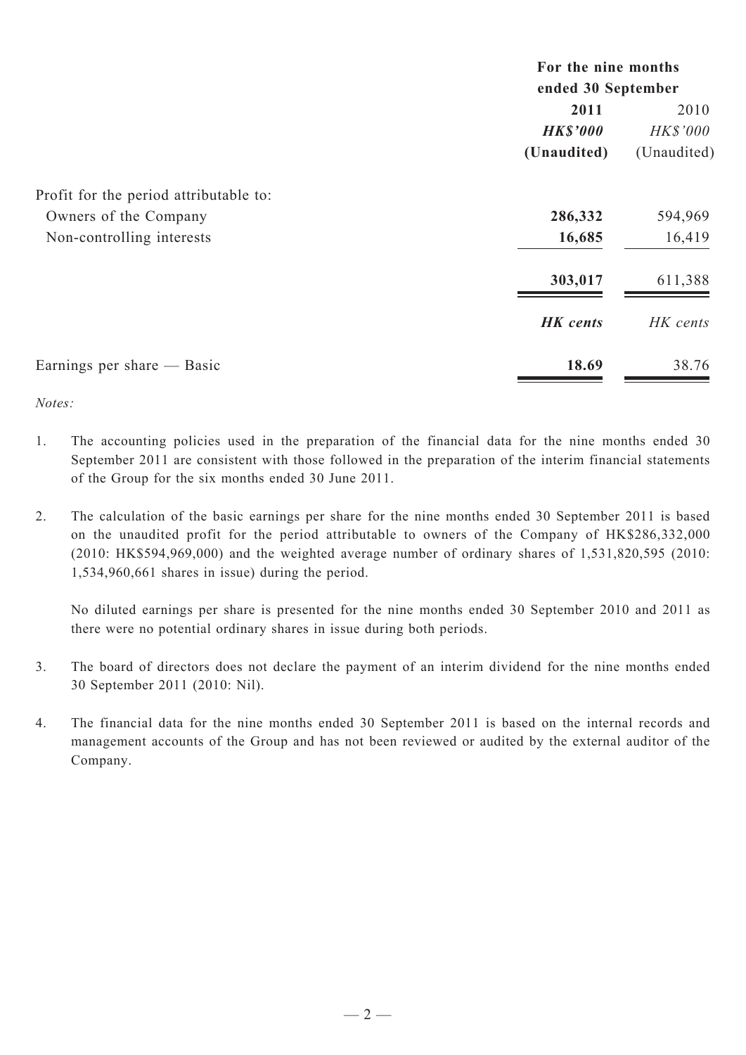| | For the nine months ended 30 September | |
|---|---|---|
| | **2011** | 2010 |
| | ***HK$'000*** | *HK$'000* |
| | **(Unaudited)** | (Unaudited) |
| Profit for the period attributable to: | | |
| Owners of the Company | **286,332** | 594,969 |
| Non-controlling interests | **16,685** | 16,419 |
| | **303,017** | 611,388 |
| | ***HK cents*** | *HK cents* |
| Earnings per share — Basic | **18.69** | 38.76 |

*Notes:*

1. The accounting policies used in the preparation of the financial data for the nine months ended 30 September 2011 are consistent with those followed in the preparation of the interim financial statements of the Group for the six months ended 30 June 2011.

2. The calculation of the basic earnings per share for the nine months ended 30 September 2011 is based on the unaudited profit for the period attributable to owners of the Company of HK$286,332,000 (2010: HK$594,969,000) and the weighted average number of ordinary shares of 1,531,820,595 (2010: 1,534,960,661 shares in issue) during the period.

   No diluted earnings per share is presented for the nine months ended 30 September 2010 and 2011 as there were no potential ordinary shares in issue during both periods.

3. The board of directors does not declare the payment of an interim dividend for the nine months ended 30 September 2011 (2010: Nil).

4. The financial data for the nine months ended 30 September 2011 is based on the internal records and management accounts of the Group and has not been reviewed or audited by the external auditor of the Company.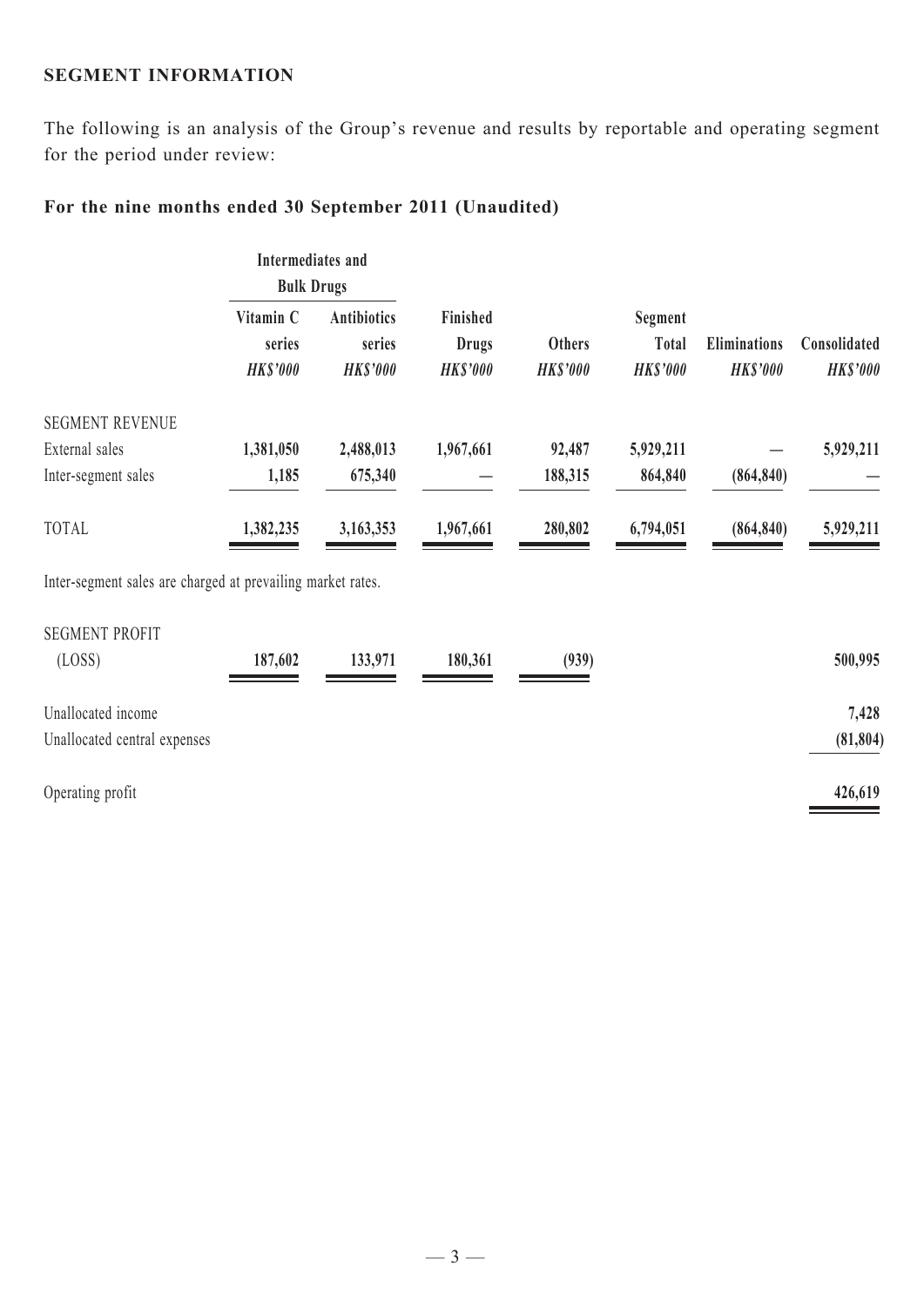## SEGMENT INFORMATION

The following is an analysis of the Group's revenue and results by reportable and operating segment for the period under review:

### For the nine months ended 30 September 2011 (Unaudited)

| | Intermediates and Bulk Drugs | | | | | | |
|---|---|---|---|---|---|---|---|
| | Vitamin C series | Antibiotics series | Finished Drugs | Others | Segment Total | Eliminations | Consolidated |
| | *HK$'000* | *HK$'000* | *HK$'000* | *HK$'000* | *HK$'000* | *HK$'000* | *HK$'000* |
| SEGMENT REVENUE | | | | | | | |
| External sales | **1,381,050** | **2,488,013** | **1,967,661** | **92,487** | **5,929,211** | **—** | **5,929,211** |
| Inter-segment sales | **1,185** | **675,340** | **—** | **188,315** | **864,840** | **(864,840)** | **—** |
| TOTAL | **1,382,235** | **3,163,353** | **1,967,661** | **280,802** | **6,794,051** | **(864,840)** | **5,929,211** |

Inter-segment sales are charged at prevailing market rates.

| | Vitamin C series | Antibiotics series | Finished Drugs | Others | Segment Total | Eliminations | Consolidated |
|---|---|---|---|---|---|---|---|
| SEGMENT PROFIT (LOSS) | **187,602** | **133,971** | **180,361** | **(939)** | | | **500,995** |
| Unallocated income | | | | | | | **7,428** |
| Unallocated central expenses | | | | | | | **(81,804)** |
| Operating profit | | | | | | | **426,619** |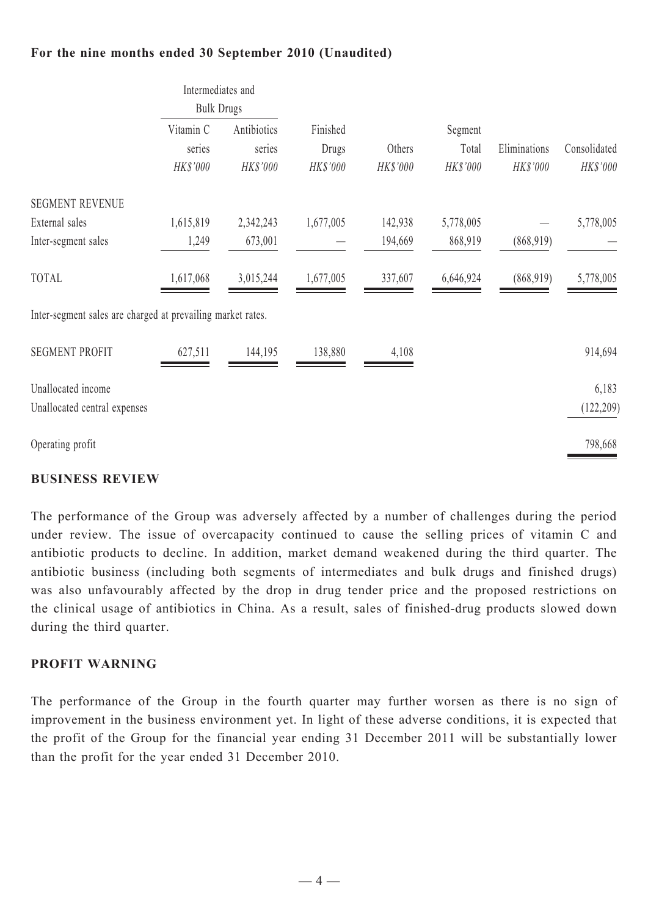**For the nine months ended 30 September 2010 (Unaudited)**

| | Intermediates and Bulk Drugs | | | | | | |
|---|---|---|---|---|---|---|---|
| | Vitamin C series *HK$'000* | Antibiotics series *HK$'000* | Finished Drugs *HK$'000* | Others *HK$'000* | Segment Total *HK$'000* | Eliminations *HK$'000* | Consolidated *HK$'000* |
| SEGMENT REVENUE | | | | | | | |
| External sales | 1,615,819 | 2,342,243 | 1,677,005 | 142,938 | 5,778,005 | — | 5,778,005 |
| Inter-segment sales | 1,249 | 673,001 | — | 194,669 | 868,919 | (868,919) | — |
| TOTAL | 1,617,068 | 3,015,244 | 1,677,005 | 337,607 | 6,646,924 | (868,919) | 5,778,005 |

Inter-segment sales are charged at prevailing market rates.

| | Vitamin C series *HK$'000* | Antibiotics series *HK$'000* | Finished Drugs *HK$'000* | Others *HK$'000* | Consolidated *HK$'000* |
|---|---|---|---|---|---|
| SEGMENT PROFIT | 627,511 | 144,195 | 138,880 | 4,108 | 914,694 |
| Unallocated income | | | | | 6,183 |
| Unallocated central expenses | | | | | (122,209) |
| Operating profit | | | | | 798,668 |

## BUSINESS REVIEW

The performance of the Group was adversely affected by a number of challenges during the period under review. The issue of overcapacity continued to cause the selling prices of vitamin C and antibiotic products to decline. In addition, market demand weakened during the third quarter. The antibiotic business (including both segments of intermediates and bulk drugs and finished drugs) was also unfavourably affected by the drop in drug tender price and the proposed restrictions on the clinical usage of antibiotics in China. As a result, sales of finished-drug products slowed down during the third quarter.

## PROFIT WARNING

The performance of the Group in the fourth quarter may further worsen as there is no sign of improvement in the business environment yet. In light of these adverse conditions, it is expected that the profit of the Group for the financial year ending 31 December 2011 will be substantially lower than the profit for the year ended 31 December 2010.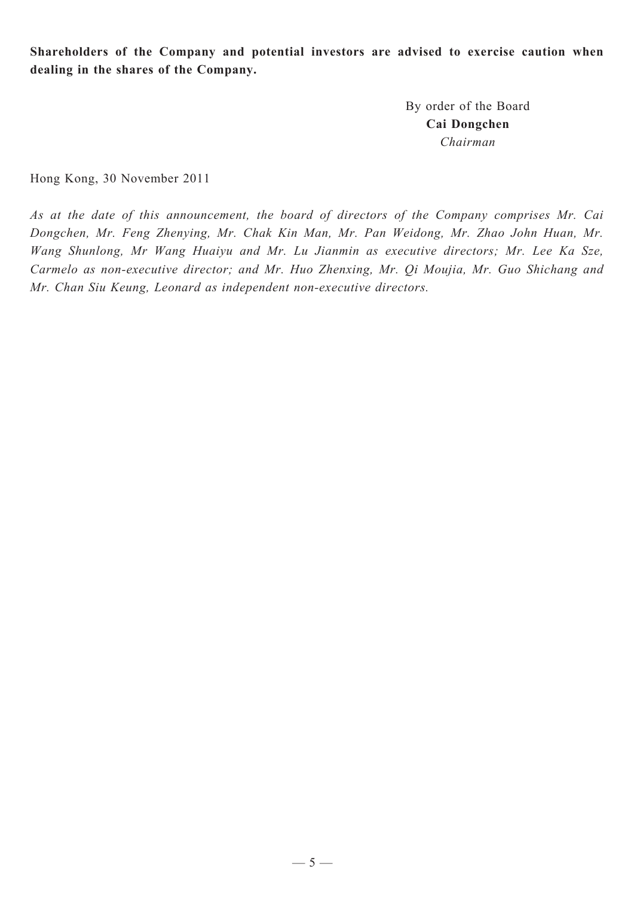**Shareholders of the Company and potential investors are advised to exercise caution when dealing in the shares of the Company.**

By order of the Board
**Cai Dongchen**
*Chairman*

Hong Kong, 30 November 2011

*As at the date of this announcement, the board of directors of the Company comprises Mr. Cai Dongchen, Mr. Feng Zhenying, Mr. Chak Kin Man, Mr. Pan Weidong, Mr. Zhao John Huan, Mr. Wang Shunlong, Mr Wang Huaiyu and Mr. Lu Jianmin as executive directors; Mr. Lee Ka Sze, Carmelo as non-executive director; and Mr. Huo Zhenxing, Mr. Qi Moujia, Mr. Guo Shichang and Mr. Chan Siu Keung, Leonard as independent non-executive directors.*